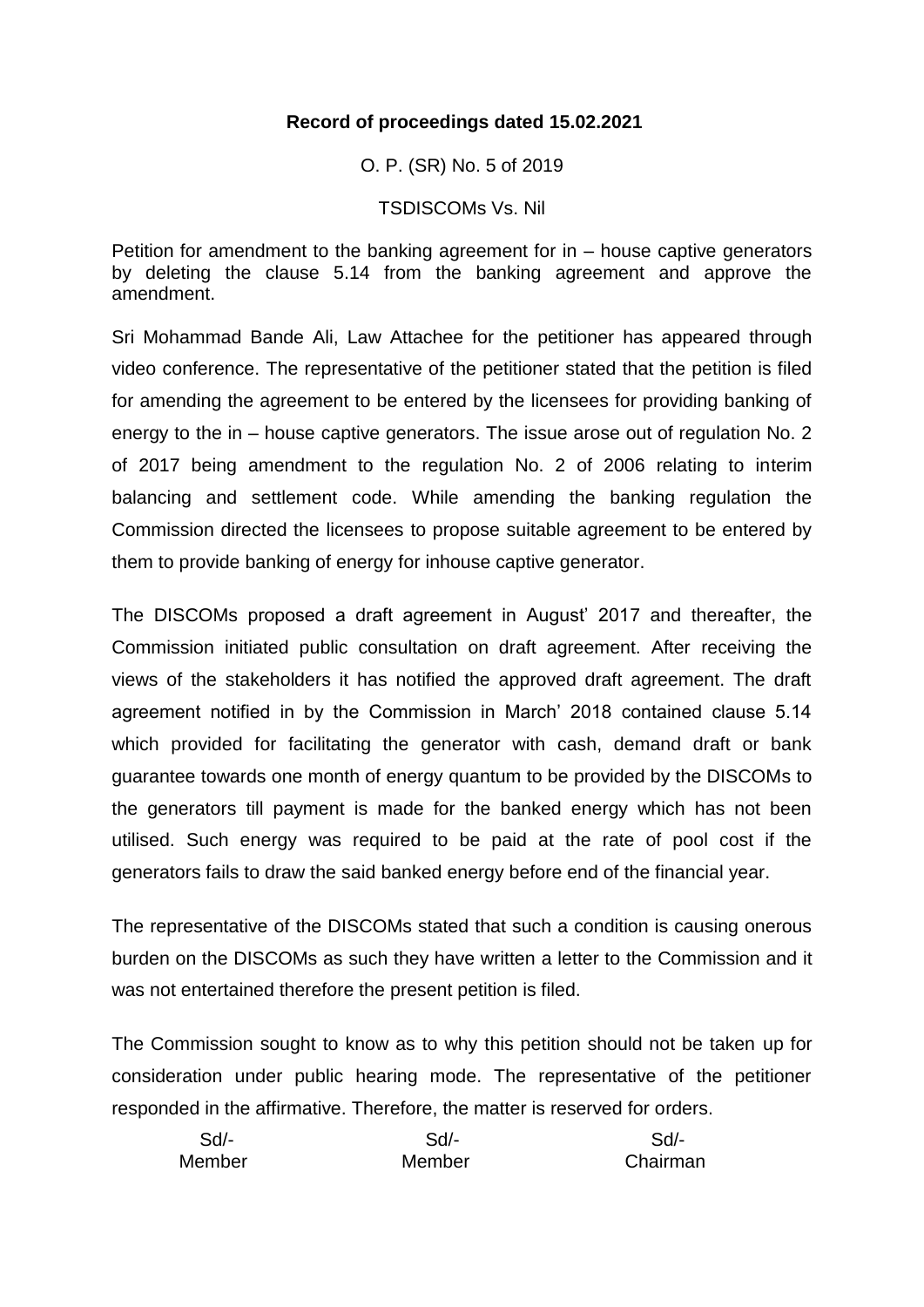**Record of proceedings dated 15.02.2021**

O. P. (SR) No. 5 of 2019

TSDISCOMs Vs. Nil

Petition for amendment to the banking agreement for in – house captive generators by deleting the clause 5.14 from the banking agreement and approve the amendment.

Sri Mohammad Bande Ali, Law Attachee for the petitioner has appeared through video conference. The representative of the petitioner stated that the petition is filed for amending the agreement to be entered by the licensees for providing banking of energy to the in – house captive generators. The issue arose out of regulation No. 2 of 2017 being amendment to the regulation No. 2 of 2006 relating to interim balancing and settlement code. While amending the banking regulation the Commission directed the licensees to propose suitable agreement to be entered by them to provide banking of energy for inhouse captive generator.

The DISCOMs proposed a draft agreement in August' 2017 and thereafter, the Commission initiated public consultation on draft agreement. After receiving the views of the stakeholders it has notified the approved draft agreement. The draft agreement notified in by the Commission in March' 2018 contained clause 5.14 which provided for facilitating the generator with cash, demand draft or bank guarantee towards one month of energy quantum to be provided by the DISCOMs to the generators till payment is made for the banked energy which has not been utilised. Such energy was required to be paid at the rate of pool cost if the generators fails to draw the said banked energy before end of the financial year.

The representative of the DISCOMs stated that such a condition is causing onerous burden on the DISCOMs as such they have written a letter to the Commission and it was not entertained therefore the present petition is filed.

The Commission sought to know as to why this petition should not be taken up for consideration under public hearing mode. The representative of the petitioner responded in the affirmative. Therefore, the matter is reserved for orders.

| Sd/- | Sd/- | Sd/- |
|---|---|---|
| Member | Member | Chairman |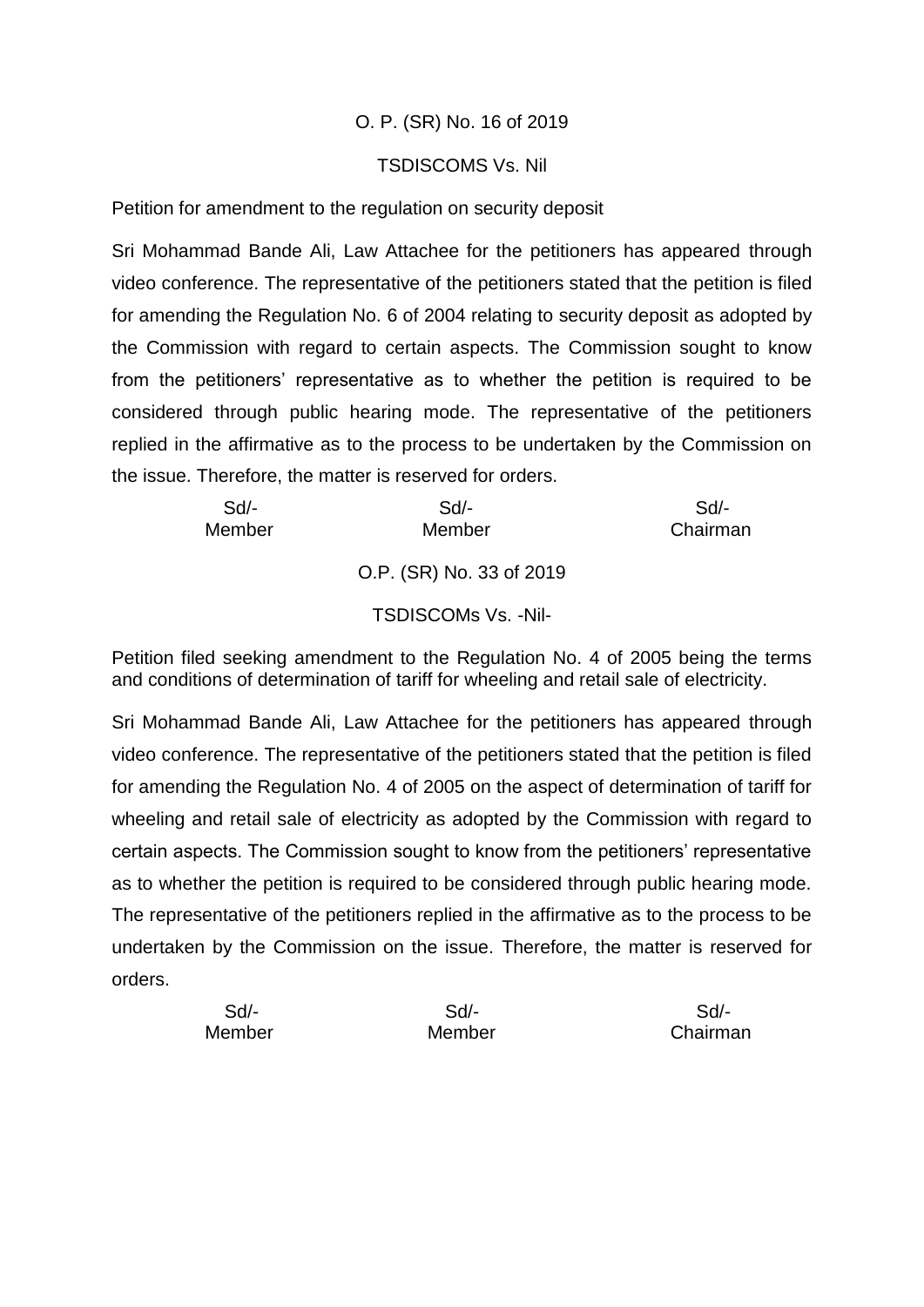O. P. (SR) No. 16 of 2019

TSDISCOMS Vs. Nil

Petition for amendment to the regulation on security deposit

Sri Mohammad Bande Ali, Law Attachee for the petitioners has appeared through video conference. The representative of the petitioners stated that the petition is filed for amending the Regulation No. 6 of 2004 relating to security deposit as adopted by the Commission with regard to certain aspects. The Commission sought to know from the petitioners' representative as to whether the petition is required to be considered through public hearing mode. The representative of the petitioners replied in the affirmative as to the process to be undertaken by the Commission on the issue. Therefore, the matter is reserved for orders.

| Sd/- | Sd/- | Sd/- |
|---|---|---|
| Member | Member | Chairman |

O.P. (SR) No. 33 of 2019

TSDISCOMs Vs. -Nil-

Petition filed seeking amendment to the Regulation No. 4 of 2005 being the terms and conditions of determination of tariff for wheeling and retail sale of electricity.

Sri Mohammad Bande Ali, Law Attachee for the petitioners has appeared through video conference. The representative of the petitioners stated that the petition is filed for amending the Regulation No. 4 of 2005 on the aspect of determination of tariff for wheeling and retail sale of electricity as adopted by the Commission with regard to certain aspects. The Commission sought to know from the petitioners' representative as to whether the petition is required to be considered through public hearing mode. The representative of the petitioners replied in the affirmative as to the process to be undertaken by the Commission on the issue. Therefore, the matter is reserved for orders.

| Sd/- | Sd/- | Sd/- |
|---|---|---|
| Member | Member | Chairman |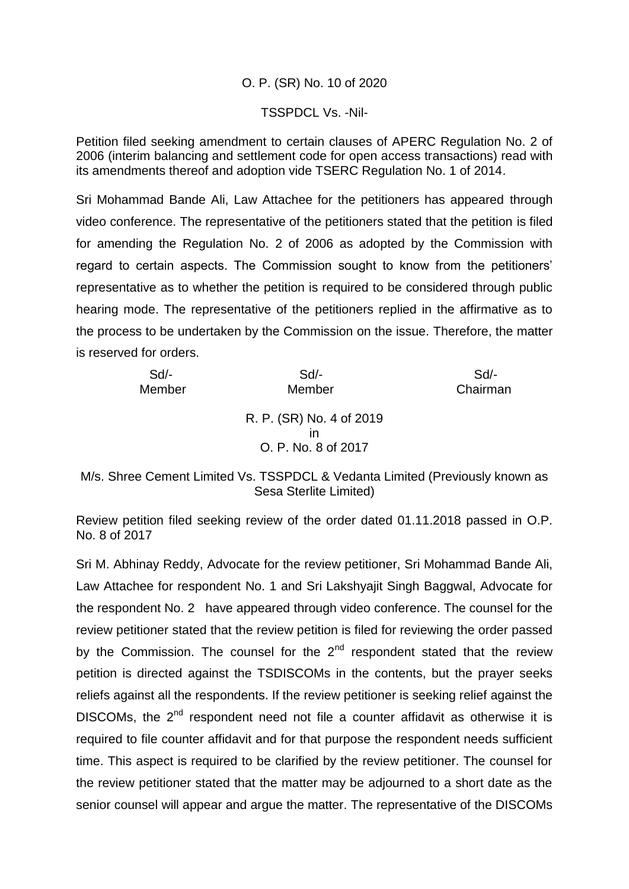O. P. (SR) No. 10 of 2020

TSSPDCL Vs. -Nil-

Petition filed seeking amendment to certain clauses of APERC Regulation No. 2 of 2006 (interim balancing and settlement code for open access transactions) read with its amendments thereof and adoption vide TSERC Regulation No. 1 of 2014.

Sri Mohammad Bande Ali, Law Attachee for the petitioners has appeared through video conference. The representative of the petitioners stated that the petition is filed for amending the Regulation No. 2 of 2006 as adopted by the Commission with regard to certain aspects. The Commission sought to know from the petitioners' representative as to whether the petition is required to be considered through public hearing mode. The representative of the petitioners replied in the affirmative as to the process to be undertaken by the Commission on the issue. Therefore, the matter is reserved for orders.

| Sd/- | Sd/- | Sd/- |
|---|---|---|
| Member | Member | Chairman |

R. P. (SR) No. 4 of 2019
in
O. P. No. 8 of 2017

M/s. Shree Cement Limited Vs. TSSPDCL & Vedanta Limited (Previously known as Sesa Sterlite Limited)

Review petition filed seeking review of the order dated 01.11.2018 passed in O.P. No. 8 of 2017

Sri M. Abhinay Reddy, Advocate for the review petitioner, Sri Mohammad Bande Ali, Law Attachee for respondent No. 1 and Sri Lakshyajit Singh Baggwal, Advocate for the respondent No. 2 have appeared through video conference. The counsel for the review petitioner stated that the review petition is filed for reviewing the order passed by the Commission. The counsel for the 2nd respondent stated that the review petition is directed against the TSDISCOMs in the contents, but the prayer seeks reliefs against all the respondents. If the review petitioner is seeking relief against the DISCOMs, the 2nd respondent need not file a counter affidavit as otherwise it is required to file counter affidavit and for that purpose the respondent needs sufficient time. This aspect is required to be clarified by the review petitioner. The counsel for the review petitioner stated that the matter may be adjourned to a short date as the senior counsel will appear and argue the matter. The representative of the DISCOMs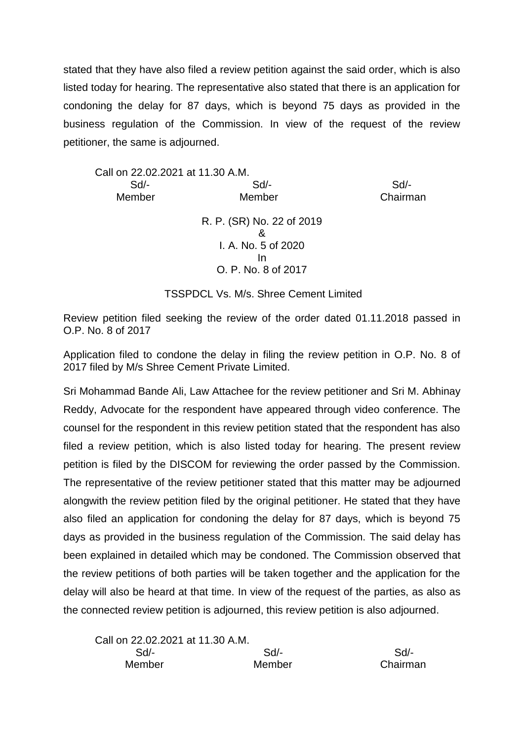stated that they have also filed a review petition against the said order, which is also listed today for hearing. The representative also stated that there is an application for condoning the delay for 87 days, which is beyond 75 days as provided in the business regulation of the Commission. In view of the request of the review petitioner, the same is adjourned.

Call on 22.02.2021 at 11.30 A.M.

| Sd/- | Sd/- | Sd/- |
|---|---|---|
| Member | Member | Chairman |

R. P. (SR) No. 22 of 2019
&
I. A. No. 5 of 2020
In
O. P. No. 8 of 2017

TSSPDCL Vs. M/s. Shree Cement Limited

Review petition filed seeking the review of the order dated 01.11.2018 passed in O.P. No. 8 of 2017

Application filed to condone the delay in filing the review petition in O.P. No. 8 of 2017 filed by M/s Shree Cement Private Limited.

Sri Mohammad Bande Ali, Law Attachee for the review petitioner and Sri M. Abhinay Reddy, Advocate for the respondent have appeared through video conference. The counsel for the respondent in this review petition stated that the respondent has also filed a review petition, which is also listed today for hearing. The present review petition is filed by the DISCOM for reviewing the order passed by the Commission. The representative of the review petitioner stated that this matter may be adjourned alongwith the review petition filed by the original petitioner. He stated that they have also filed an application for condoning the delay for 87 days, which is beyond 75 days as provided in the business regulation of the Commission. The said delay has been explained in detailed which may be condoned. The Commission observed that the review petitions of both parties will be taken together and the application for the delay will also be heard at that time. In view of the request of the parties, as also as the connected review petition is adjourned, this review petition is also adjourned.

Call on 22.02.2021 at 11.30 A.M.

| Sd/- | Sd/- | Sd/- |
|---|---|---|
| Member | Member | Chairman |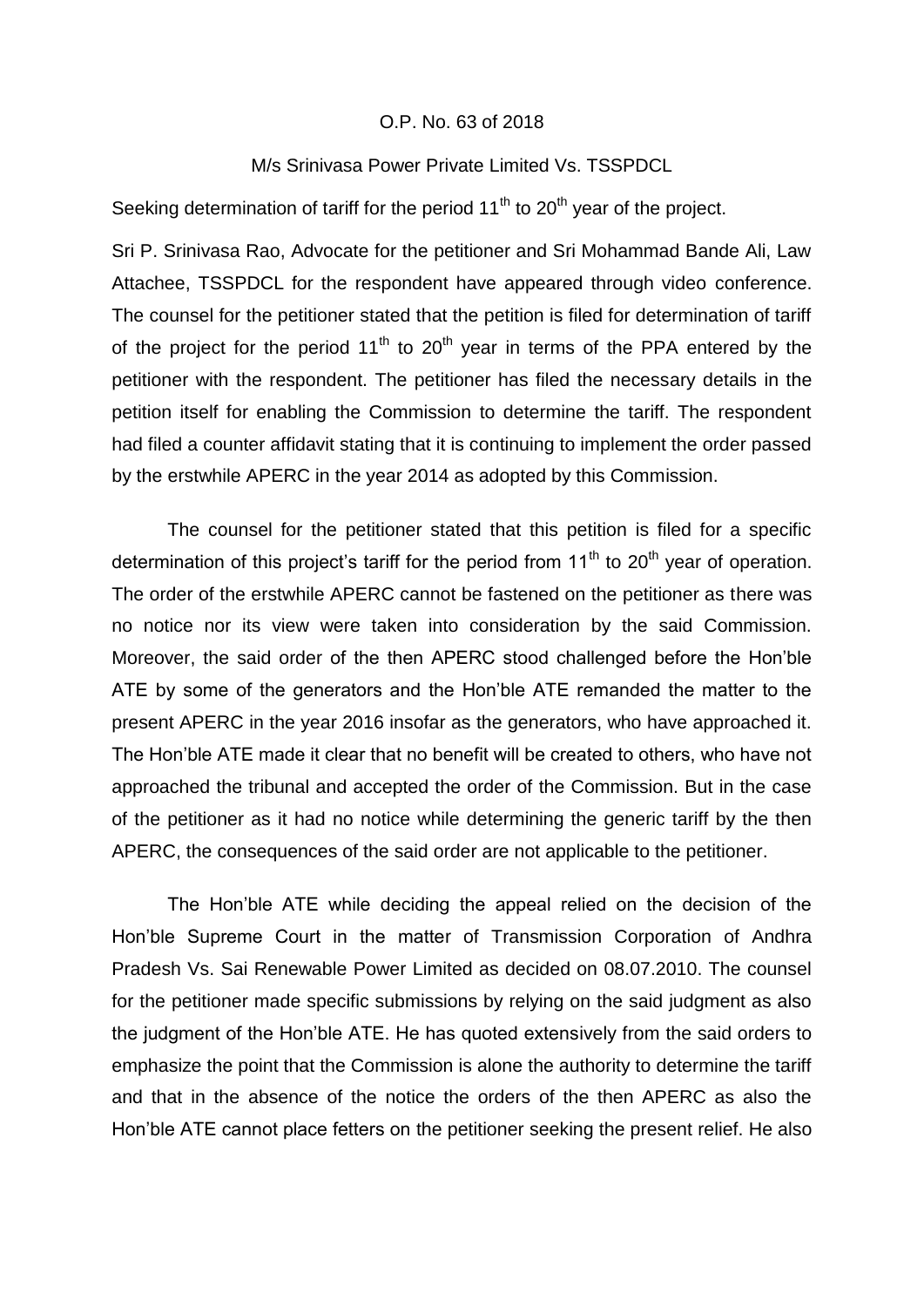O.P. No. 63 of 2018

M/s Srinivasa Power Private Limited Vs. TSSPDCL

Seeking determination of tariff for the period 11th to 20th year of the project.

Sri P. Srinivasa Rao, Advocate for the petitioner and Sri Mohammad Bande Ali, Law Attachee, TSSPDCL for the respondent have appeared through video conference. The counsel for the petitioner stated that the petition is filed for determination of tariff of the project for the period 11th to 20th year in terms of the PPA entered by the petitioner with the respondent. The petitioner has filed the necessary details in the petition itself for enabling the Commission to determine the tariff. The respondent had filed a counter affidavit stating that it is continuing to implement the order passed by the erstwhile APERC in the year 2014 as adopted by this Commission.

The counsel for the petitioner stated that this petition is filed for a specific determination of this project's tariff for the period from 11th to 20th year of operation. The order of the erstwhile APERC cannot be fastened on the petitioner as there was no notice nor its view were taken into consideration by the said Commission. Moreover, the said order of the then APERC stood challenged before the Hon'ble ATE by some of the generators and the Hon'ble ATE remanded the matter to the present APERC in the year 2016 insofar as the generators, who have approached it. The Hon'ble ATE made it clear that no benefit will be created to others, who have not approached the tribunal and accepted the order of the Commission. But in the case of the petitioner as it had no notice while determining the generic tariff by the then APERC, the consequences of the said order are not applicable to the petitioner.

The Hon'ble ATE while deciding the appeal relied on the decision of the Hon'ble Supreme Court in the matter of Transmission Corporation of Andhra Pradesh Vs. Sai Renewable Power Limited as decided on 08.07.2010. The counsel for the petitioner made specific submissions by relying on the said judgment as also the judgment of the Hon'ble ATE. He has quoted extensively from the said orders to emphasize the point that the Commission is alone the authority to determine the tariff and that in the absence of the notice the orders of the then APERC as also the Hon'ble ATE cannot place fetters on the petitioner seeking the present relief. He also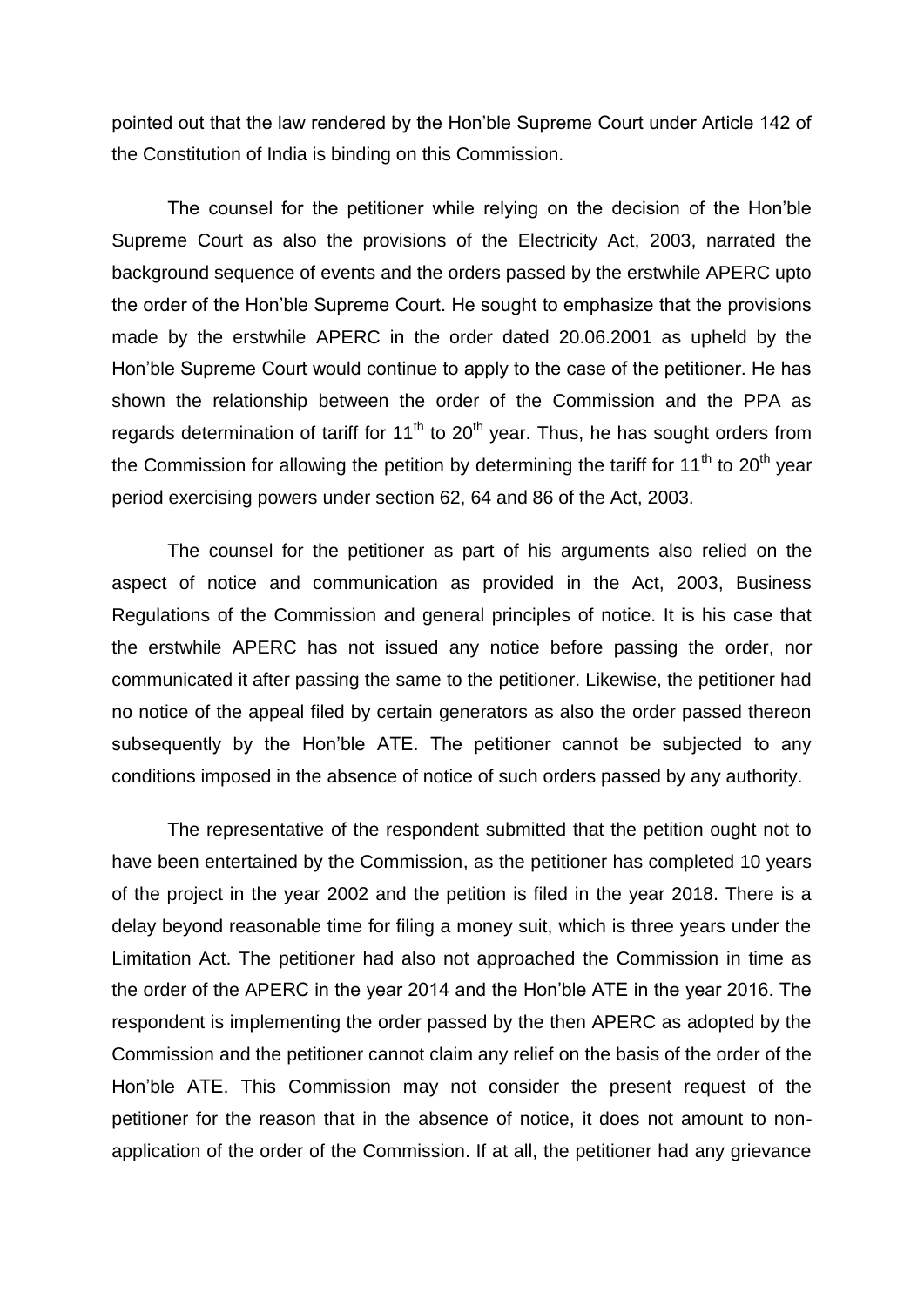pointed out that the law rendered by the Hon'ble Supreme Court under Article 142 of the Constitution of India is binding on this Commission.

The counsel for the petitioner while relying on the decision of the Hon'ble Supreme Court as also the provisions of the Electricity Act, 2003, narrated the background sequence of events and the orders passed by the erstwhile APERC upto the order of the Hon'ble Supreme Court. He sought to emphasize that the provisions made by the erstwhile APERC in the order dated 20.06.2001 as upheld by the Hon'ble Supreme Court would continue to apply to the case of the petitioner. He has shown the relationship between the order of the Commission and the PPA as regards determination of tariff for 11th to 20th year. Thus, he has sought orders from the Commission for allowing the petition by determining the tariff for 11th to 20th year period exercising powers under section 62, 64 and 86 of the Act, 2003.

The counsel for the petitioner as part of his arguments also relied on the aspect of notice and communication as provided in the Act, 2003, Business Regulations of the Commission and general principles of notice. It is his case that the erstwhile APERC has not issued any notice before passing the order, nor communicated it after passing the same to the petitioner. Likewise, the petitioner had no notice of the appeal filed by certain generators as also the order passed thereon subsequently by the Hon'ble ATE. The petitioner cannot be subjected to any conditions imposed in the absence of notice of such orders passed by any authority.

The representative of the respondent submitted that the petition ought not to have been entertained by the Commission, as the petitioner has completed 10 years of the project in the year 2002 and the petition is filed in the year 2018. There is a delay beyond reasonable time for filing a money suit, which is three years under the Limitation Act. The petitioner had also not approached the Commission in time as the order of the APERC in the year 2014 and the Hon'ble ATE in the year 2016. The respondent is implementing the order passed by the then APERC as adopted by the Commission and the petitioner cannot claim any relief on the basis of the order of the Hon'ble ATE. This Commission may not consider the present request of the petitioner for the reason that in the absence of notice, it does not amount to non-application of the order of the Commission. If at all, the petitioner had any grievance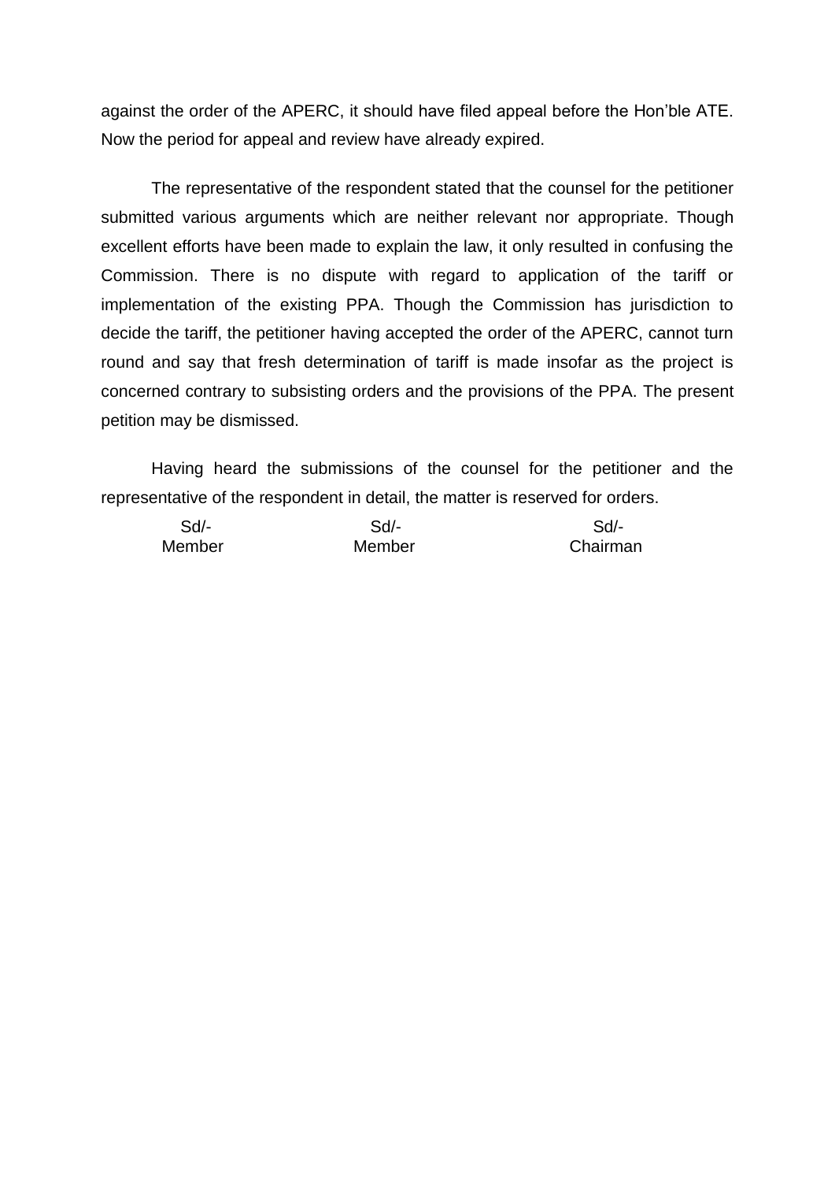against the order of the APERC, it should have filed appeal before the Hon'ble ATE. Now the period for appeal and review have already expired.

The representative of the respondent stated that the counsel for the petitioner submitted various arguments which are neither relevant nor appropriate. Though excellent efforts have been made to explain the law, it only resulted in confusing the Commission. There is no dispute with regard to application of the tariff or implementation of the existing PPA. Though the Commission has jurisdiction to decide the tariff, the petitioner having accepted the order of the APERC, cannot turn round and say that fresh determination of tariff is made insofar as the project is concerned contrary to subsisting orders and the provisions of the PPA. The present petition may be dismissed.

Having heard the submissions of the counsel for the petitioner and the representative of the respondent in detail, the matter is reserved for orders.

| | | |
|---|---|---|
| Sd/- | Sd/- | Sd/- |
| Member | Member | Chairman |